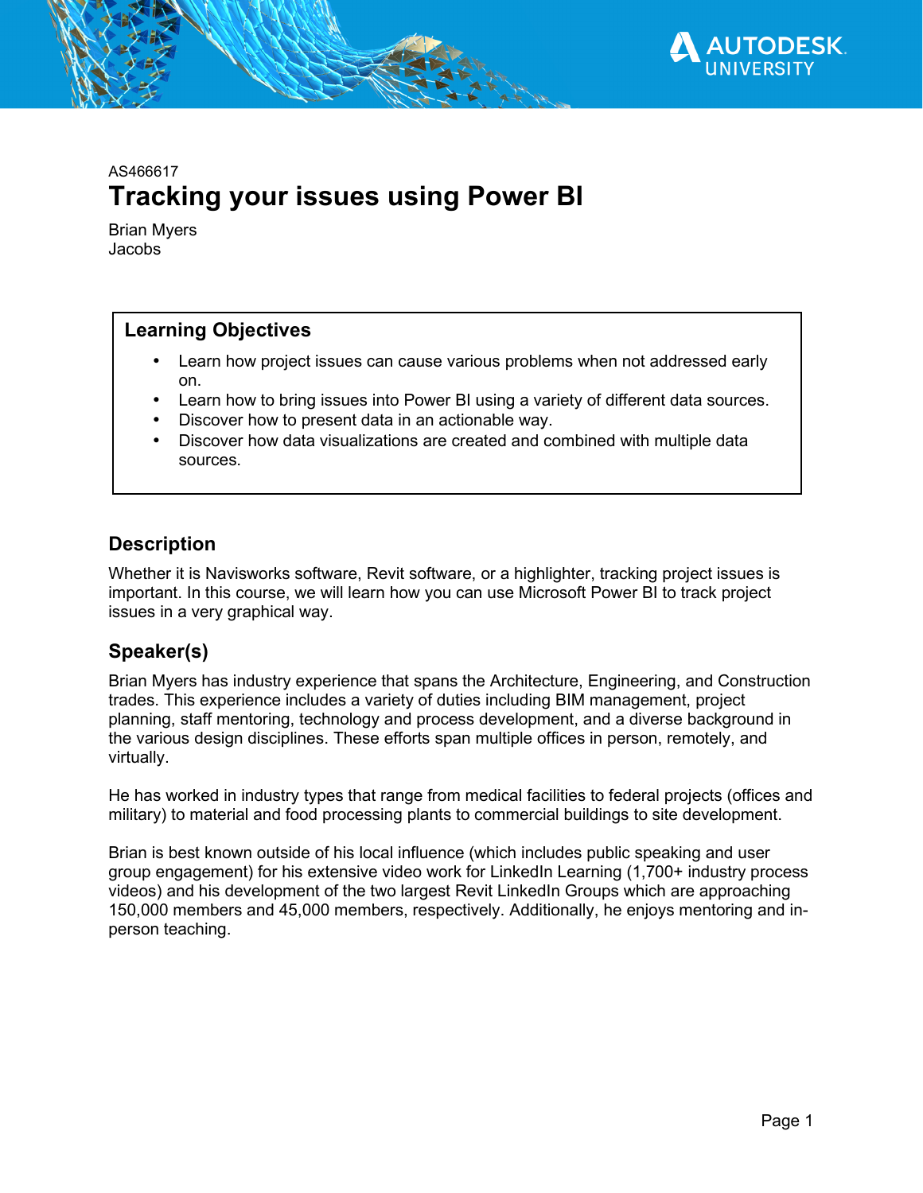AS466617

# Tracking your issues using Power BI

Brian Myers
Jacobs

## Learning Objectives

- Learn how project issues can cause various problems when not addressed early on.
- Learn how to bring issues into Power BI using a variety of different data sources.
- Discover how to present data in an actionable way.
- Discover how data visualizations are created and combined with multiple data sources.

## Description

Whether it is Navisworks software, Revit software, or a highlighter, tracking project issues is important. In this course, we will learn how you can use Microsoft Power BI to track project issues in a very graphical way.

## Speaker(s)

Brian Myers has industry experience that spans the Architecture, Engineering, and Construction trades. This experience includes a variety of duties including BIM management, project planning, staff mentoring, technology and process development, and a diverse background in the various design disciplines. These efforts span multiple offices in person, remotely, and virtually.

He has worked in industry types that range from medical facilities to federal projects (offices and military) to material and food processing plants to commercial buildings to site development.

Brian is best known outside of his local influence (which includes public speaking and user group engagement) for his extensive video work for LinkedIn Learning (1,700+ industry process videos) and his development of the two largest Revit LinkedIn Groups which are approaching 150,000 members and 45,000 members, respectively. Additionally, he enjoys mentoring and in-person teaching.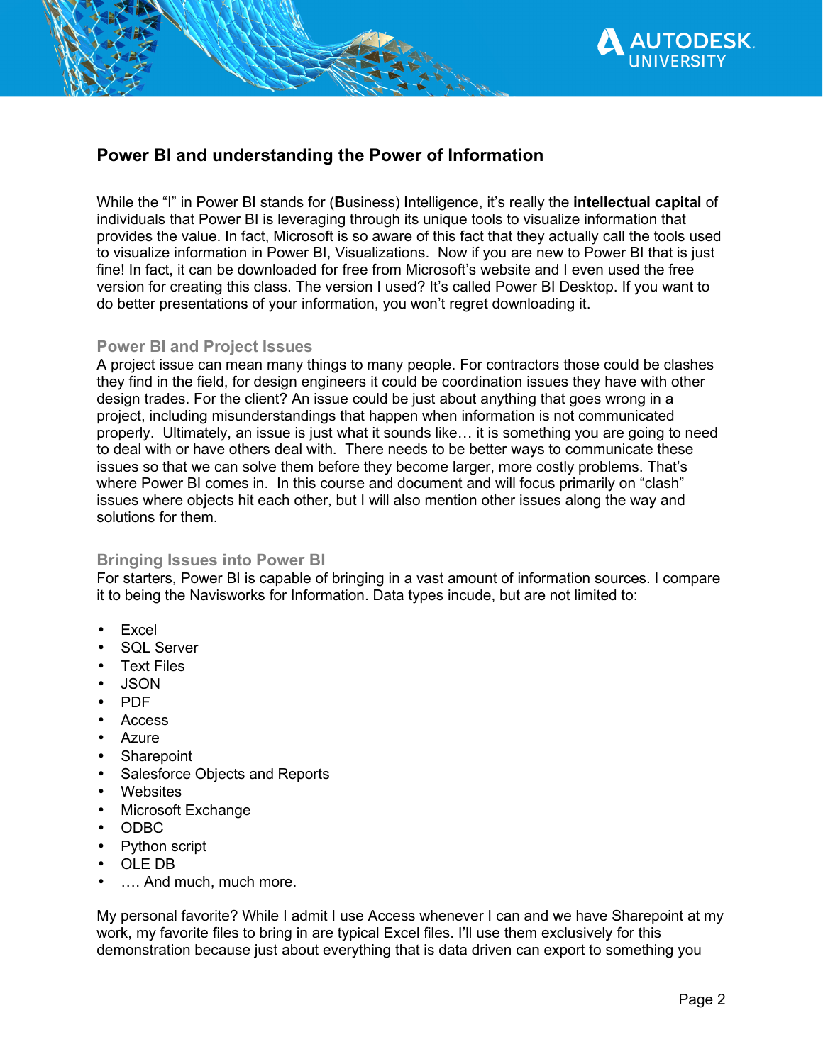## Power BI and understanding the Power of Information

While the "I" in Power BI stands for (**B**usiness) **I**ntelligence, it's really the **intellectual capital** of individuals that Power BI is leveraging through its unique tools to visualize information that provides the value. In fact, Microsoft is so aware of this fact that they actually call the tools used to visualize information in Power BI, Visualizations. Now if you are new to Power BI that is just fine! In fact, it can be downloaded for free from Microsoft's website and I even used the free version for creating this class. The version I used? It's called Power BI Desktop. If you want to do better presentations of your information, you won't regret downloading it.

### Power BI and Project Issues

A project issue can mean many things to many people. For contractors those could be clashes they find in the field, for design engineers it could be coordination issues they have with other design trades. For the client? An issue could be just about anything that goes wrong in a project, including misunderstandings that happen when information is not communicated properly. Ultimately, an issue is just what it sounds like… it is something you are going to need to deal with or have others deal with. There needs to be better ways to communicate these issues so that we can solve them before they become larger, more costly problems. That's where Power BI comes in. In this course and document and will focus primarily on "clash" issues where objects hit each other, but I will also mention other issues along the way and solutions for them.

### Bringing Issues into Power BI

For starters, Power BI is capable of bringing in a vast amount of information sources. I compare it to being the Navisworks for Information. Data types incude, but are not limited to:

- Excel
- SQL Server
- Text Files
- JSON
- PDF
- Access
- Azure
- Sharepoint
- Salesforce Objects and Reports
- Websites
- Microsoft Exchange
- ODBC
- Python script
- OLE DB
- …. And much, much more.

My personal favorite? While I admit I use Access whenever I can and we have Sharepoint at my work, my favorite files to bring in are typical Excel files. I'll use them exclusively for this demonstration because just about everything that is data driven can export to something you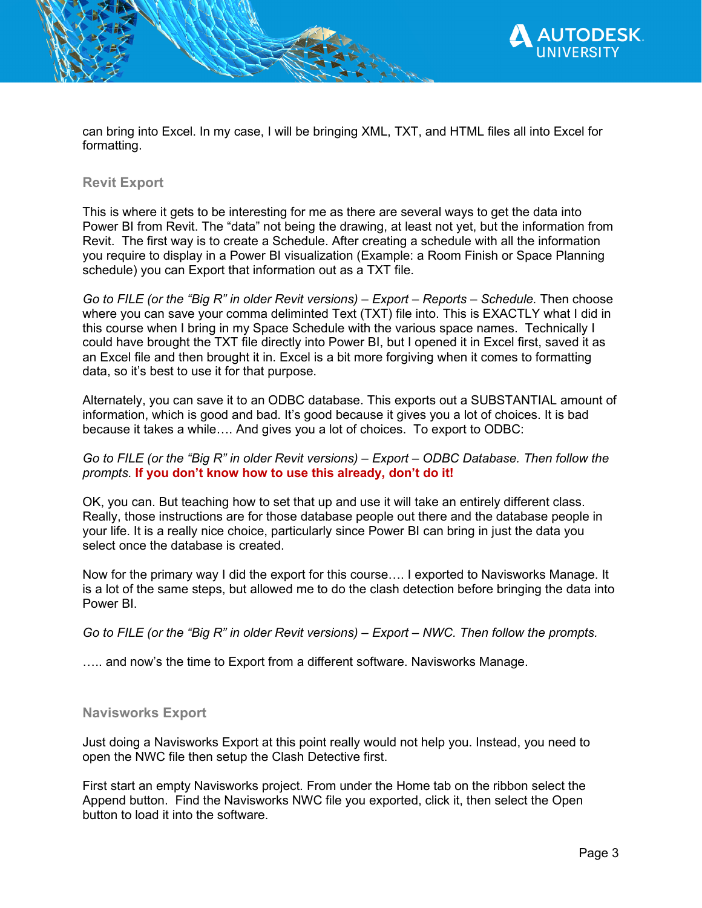can bring into Excel. In my case, I will be bringing XML, TXT, and HTML files all into Excel for formatting.

## Revit Export

This is where it gets to be interesting for me as there are several ways to get the data into Power BI from Revit. The "data" not being the drawing, at least not yet, but the information from Revit. The first way is to create a Schedule. After creating a schedule with all the information you require to display in a Power BI visualization (Example: a Room Finish or Space Planning schedule) you can Export that information out as a TXT file.

*Go to FILE (or the "Big R" in older Revit versions) – Export – Reports – Schedule.* Then choose where you can save your comma deliminted Text (TXT) file into. This is EXACTLY what I did in this course when I bring in my Space Schedule with the various space names. Technically I could have brought the TXT file directly into Power BI, but I opened it in Excel first, saved it as an Excel file and then brought it in. Excel is a bit more forgiving when it comes to formatting data, so it's best to use it for that purpose.

Alternately, you can save it to an ODBC database. This exports out a SUBSTANTIAL amount of information, which is good and bad. It's good because it gives you a lot of choices. It is bad because it takes a while…. And gives you a lot of choices. To export to ODBC:

*Go to FILE (or the "Big R" in older Revit versions) – Export – ODBC Database. Then follow the prompts.* **If you don't know how to use this already, don't do it!**

OK, you can. But teaching how to set that up and use it will take an entirely different class. Really, those instructions are for those database people out there and the database people in your life. It is a really nice choice, particularly since Power BI can bring in just the data you select once the database is created.

Now for the primary way I did the export for this course…. I exported to Navisworks Manage. It is a lot of the same steps, but allowed me to do the clash detection before bringing the data into Power BI.

*Go to FILE (or the "Big R" in older Revit versions) – Export – NWC. Then follow the prompts.*

….. and now's the time to Export from a different software. Navisworks Manage.

## Navisworks Export

Just doing a Navisworks Export at this point really would not help you. Instead, you need to open the NWC file then setup the Clash Detective first.

First start an empty Navisworks project. From under the Home tab on the ribbon select the Append button. Find the Navisworks NWC file you exported, click it, then select the Open button to load it into the software.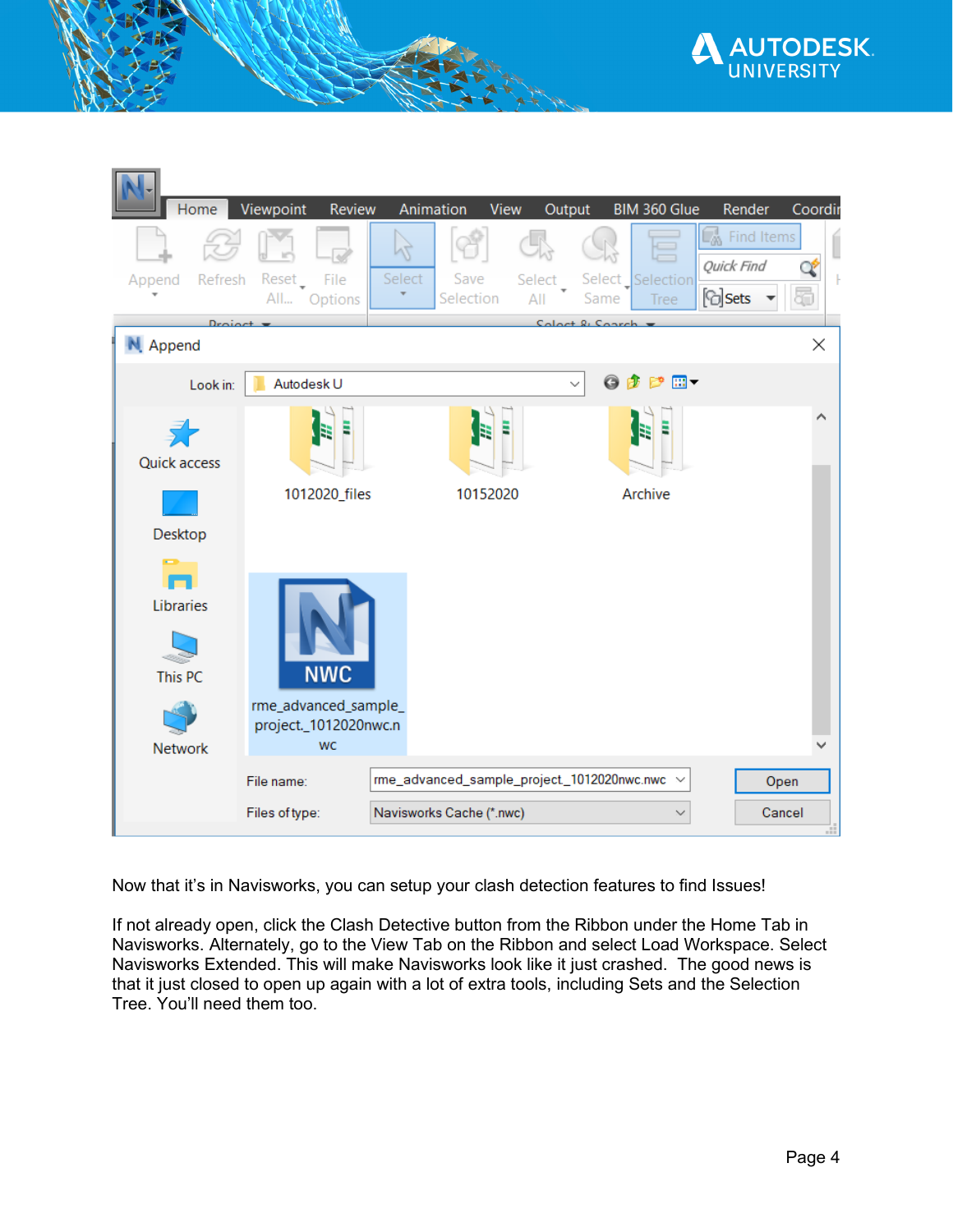Now that it's in Navisworks, you can setup your clash detection features to find Issues!

If not already open, click the Clash Detective button from the Ribbon under the Home Tab in Navisworks. Alternately, go to the View Tab on the Ribbon and select Load Workspace. Select Navisworks Extended. This will make Navisworks look like it just crashed. The good news is that it just closed to open up again with a lot of extra tools, including Sets and the Selection Tree. You'll need them too.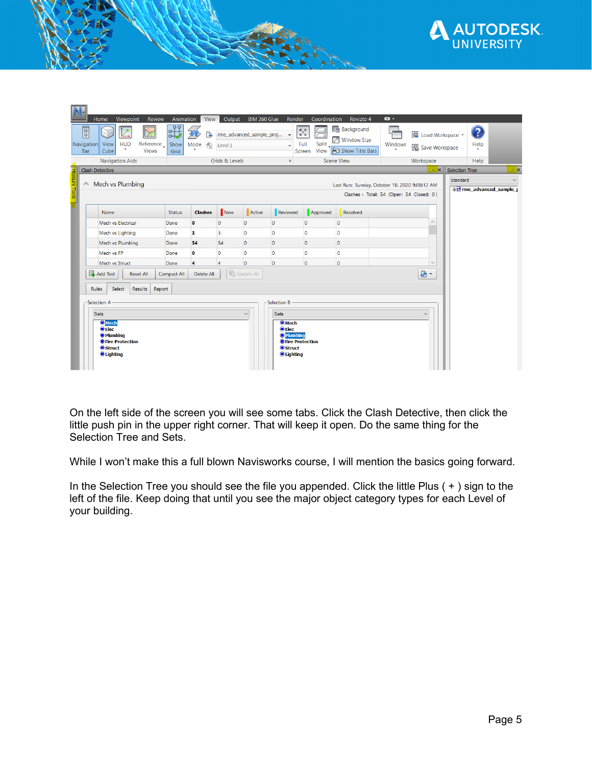On the left side of the screen you will see some tabs. Click the Clash Detective, then click the little push pin in the upper right corner. That will keep it open. Do the same thing for the Selection Tree and Sets.

While I won't make this a full blown Navisworks course, I will mention the basics going forward.

In the Selection Tree you should see the file you appended. Click the little Plus ( + ) sign to the left of the file. Keep doing that until you see the major object category types for each Level of your building.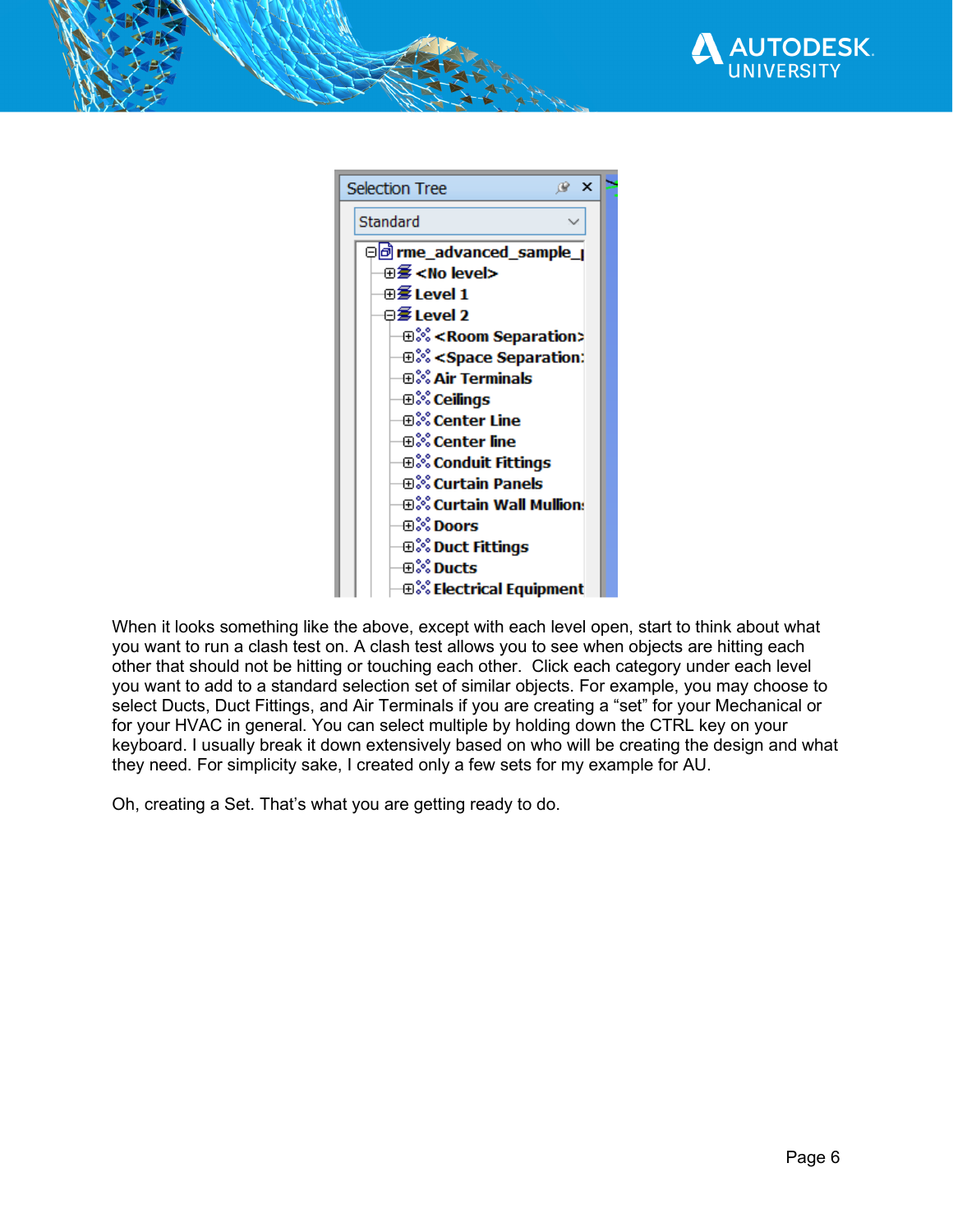When it looks something like the above, except with each level open, start to think about what you want to run a clash test on. A clash test allows you to see when objects are hitting each other that should not be hitting or touching each other.  Click each category under each level you want to add to a standard selection set of similar objects. For example, you may choose to select Ducts, Duct Fittings, and Air Terminals if you are creating a "set" for your Mechanical or for your HVAC in general. You can select multiple by holding down the CTRL key on your keyboard. I usually break it down extensively based on who will be creating the design and what they need. For simplicity sake, I created only a few sets for my example for AU.

Oh, creating a Set. That's what you are getting ready to do.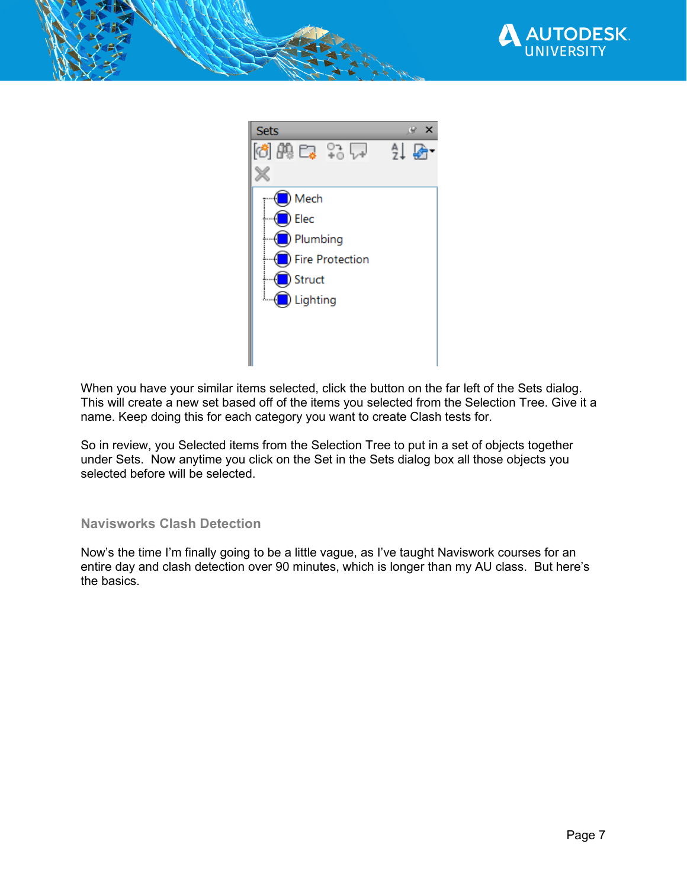When you have your similar items selected, click the button on the far left of the Sets dialog. This will create a new set based off of the items you selected from the Selection Tree. Give it a name. Keep doing this for each category you want to create Clash tests for.

So in review, you Selected items from the Selection Tree to put in a set of objects together under Sets. Now anytime you click on the Set in the Sets dialog box all those objects you selected before will be selected.

### Navisworks Clash Detection

Now's the time I'm finally going to be a little vague, as I've taught Naviswork courses for an entire day and clash detection over 90 minutes, which is longer than my AU class. But here's the basics.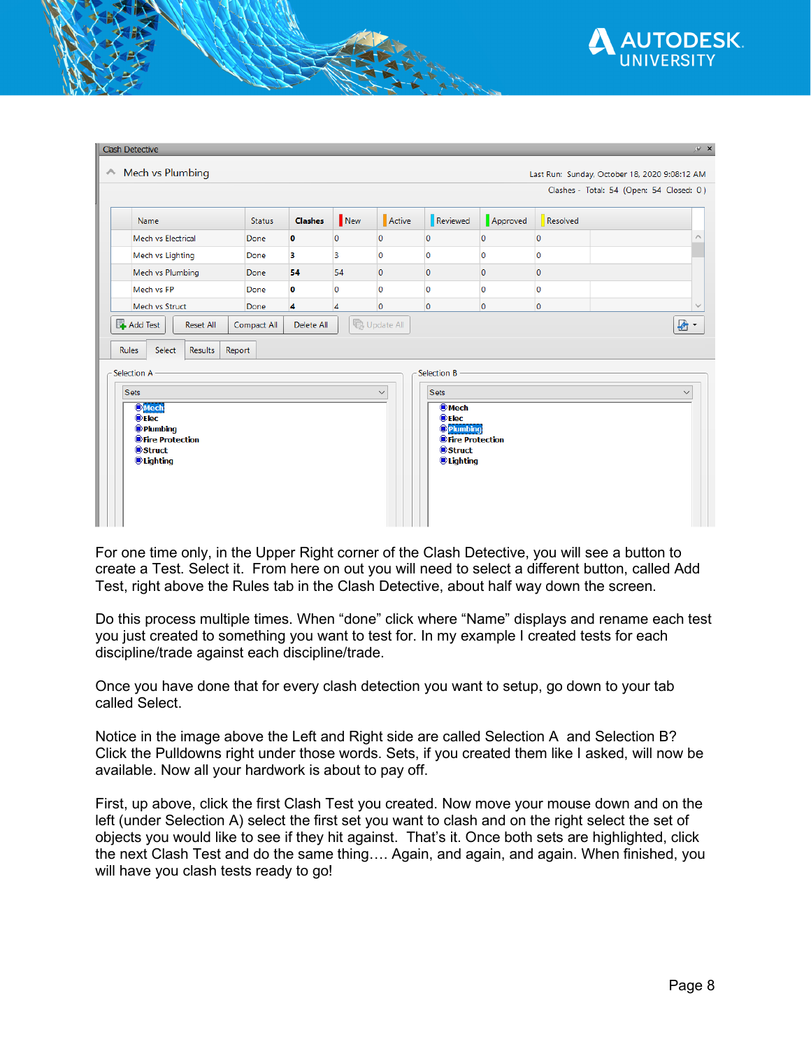For one time only, in the Upper Right corner of the Clash Detective, you will see a button to create a Test. Select it. From here on out you will need to select a different button, called Add Test, right above the Rules tab in the Clash Detective, about half way down the screen.

Do this process multiple times. When “done” click where “Name” displays and rename each test you just created to something you want to test for. In my example I created tests for each discipline/trade against each discipline/trade.

Once you have done that for every clash detection you want to setup, go down to your tab called Select.

Notice in the image above the Left and Right side are called Selection A and Selection B? Click the Pulldowns right under those words. Sets, if you created them like I asked, will now be available. Now all your hardwork is about to pay off.

First, up above, click the first Clash Test you created. Now move your mouse down and on the left (under Selection A) select the first set you want to clash and on the right select the set of objects you would like to see if they hit against. That’s it. Once both sets are highlighted, click the next Clash Test and do the same thing…. Again, and again, and again. When finished, you will have you clash tests ready to go!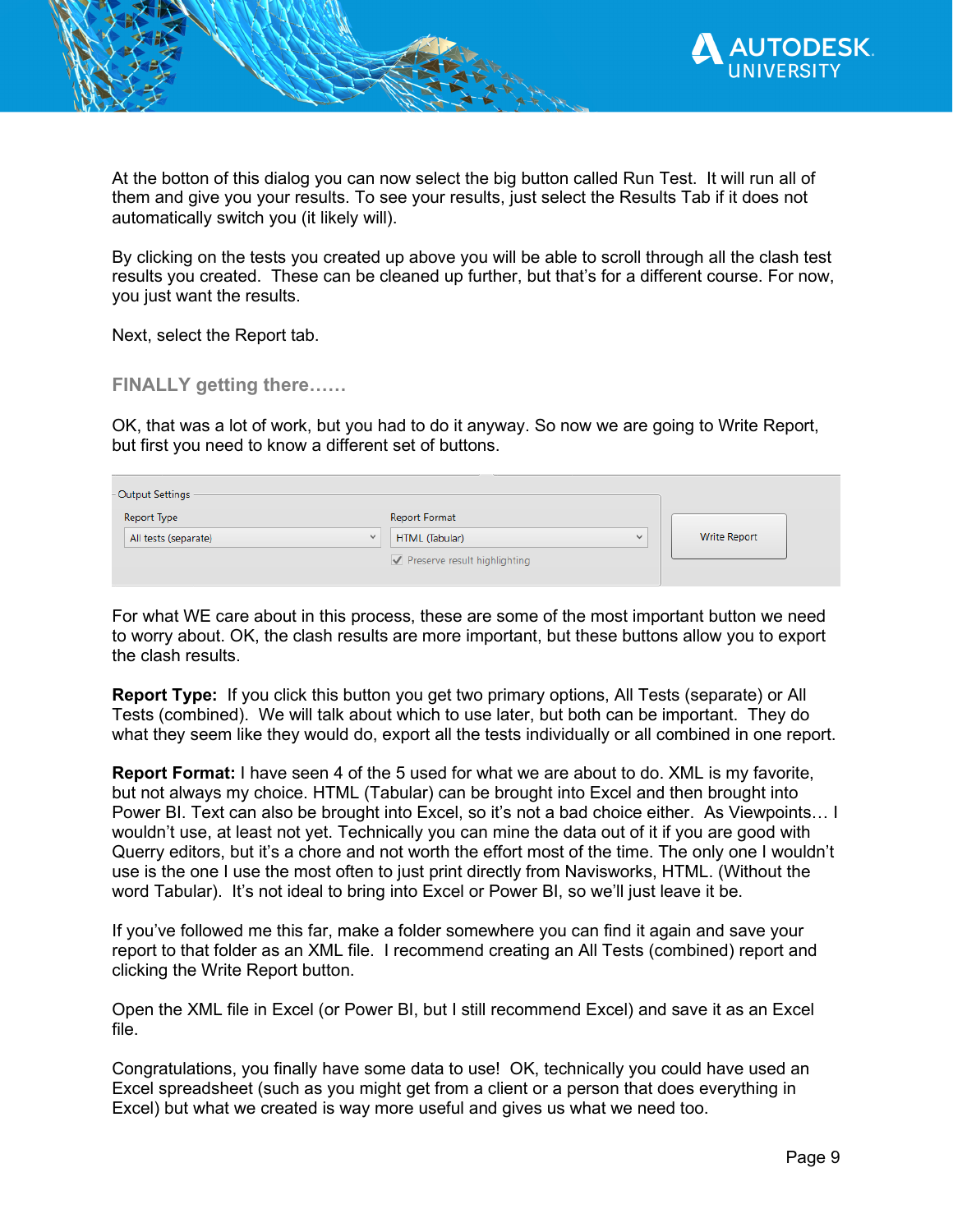At the botton of this dialog you can now select the big button called Run Test. It will run all of them and give you your results. To see your results, just select the Results Tab if it does not automatically switch you (it likely will).

By clicking on the tests you created up above you will be able to scroll through all the clash test results you created. These can be cleaned up further, but that's for a different course. For now, you just want the results.

Next, select the Report tab.

### FINALLY getting there……

OK, that was a lot of work, but you had to do it anyway. So now we are going to Write Report, but first you need to know a different set of buttons.

Output Settings

Report Type: All tests (separate)

Report Format: HTML (Tabular)

Preserve result highlighting

Write Report

For what WE care about in this process, these are some of the most important button we need to worry about. OK, the clash results are more important, but these buttons allow you to export the clash results.

**Report Type:** If you click this button you get two primary options, All Tests (separate) or All Tests (combined). We will talk about which to use later, but both can be important. They do what they seem like they would do, export all the tests individually or all combined in one report.

**Report Format:** I have seen 4 of the 5 used for what we are about to do. XML is my favorite, but not always my choice. HTML (Tabular) can be brought into Excel and then brought into Power BI. Text can also be brought into Excel, so it's not a bad choice either. As Viewpoints… I wouldn't use, at least not yet. Technically you can mine the data out of it if you are good with Querry editors, but it's a chore and not worth the effort most of the time. The only one I wouldn't use is the one I use the most often to just print directly from Navisworks, HTML. (Without the word Tabular). It's not ideal to bring into Excel or Power BI, so we'll just leave it be.

If you've followed me this far, make a folder somewhere you can find it again and save your report to that folder as an XML file. I recommend creating an All Tests (combined) report and clicking the Write Report button.

Open the XML file in Excel (or Power BI, but I still recommend Excel) and save it as an Excel file.

Congratulations, you finally have some data to use! OK, technically you could have used an Excel spreadsheet (such as you might get from a client or a person that does everything in Excel) but what we created is way more useful and gives us what we need too.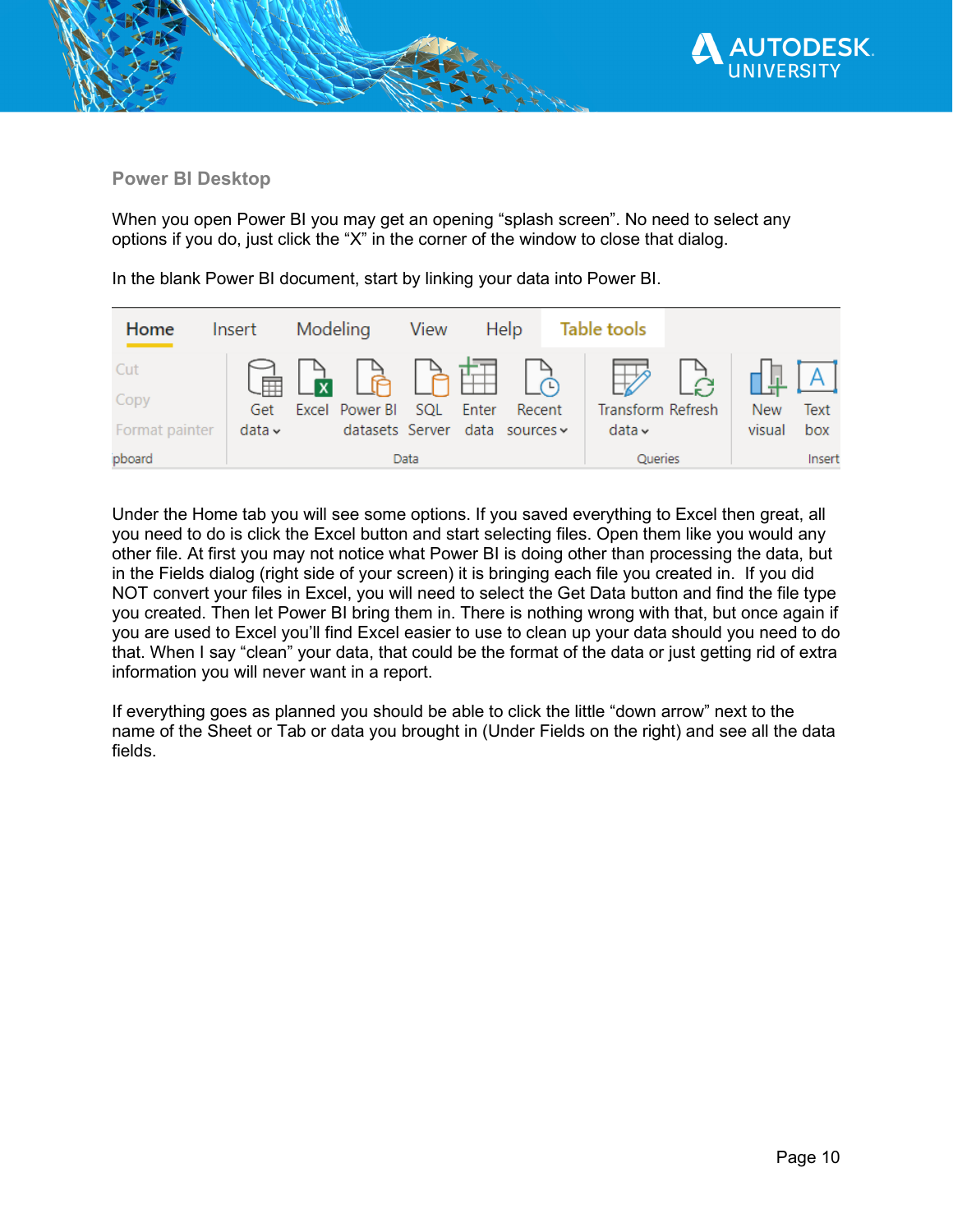### Power BI Desktop

When you open Power BI you may get an opening “splash screen”. No need to select any options if you do, just click the “X” in the corner of the window to close that dialog.

In the blank Power BI document, start by linking your data into Power BI.

Under the Home tab you will see some options. If you saved everything to Excel then great, all you need to do is click the Excel button and start selecting files. Open them like you would any other file. At first you may not notice what Power BI is doing other than processing the data, but in the Fields dialog (right side of your screen) it is bringing each file you created in. If you did NOT convert your files in Excel, you will need to select the Get Data button and find the file type you created. Then let Power BI bring them in. There is nothing wrong with that, but once again if you are used to Excel you’ll find Excel easier to use to clean up your data should you need to do that. When I say “clean” your data, that could be the format of the data or just getting rid of extra information you will never want in a report.

If everything goes as planned you should be able to click the little “down arrow” next to the name of the Sheet or Tab or data you brought in (Under Fields on the right) and see all the data fields.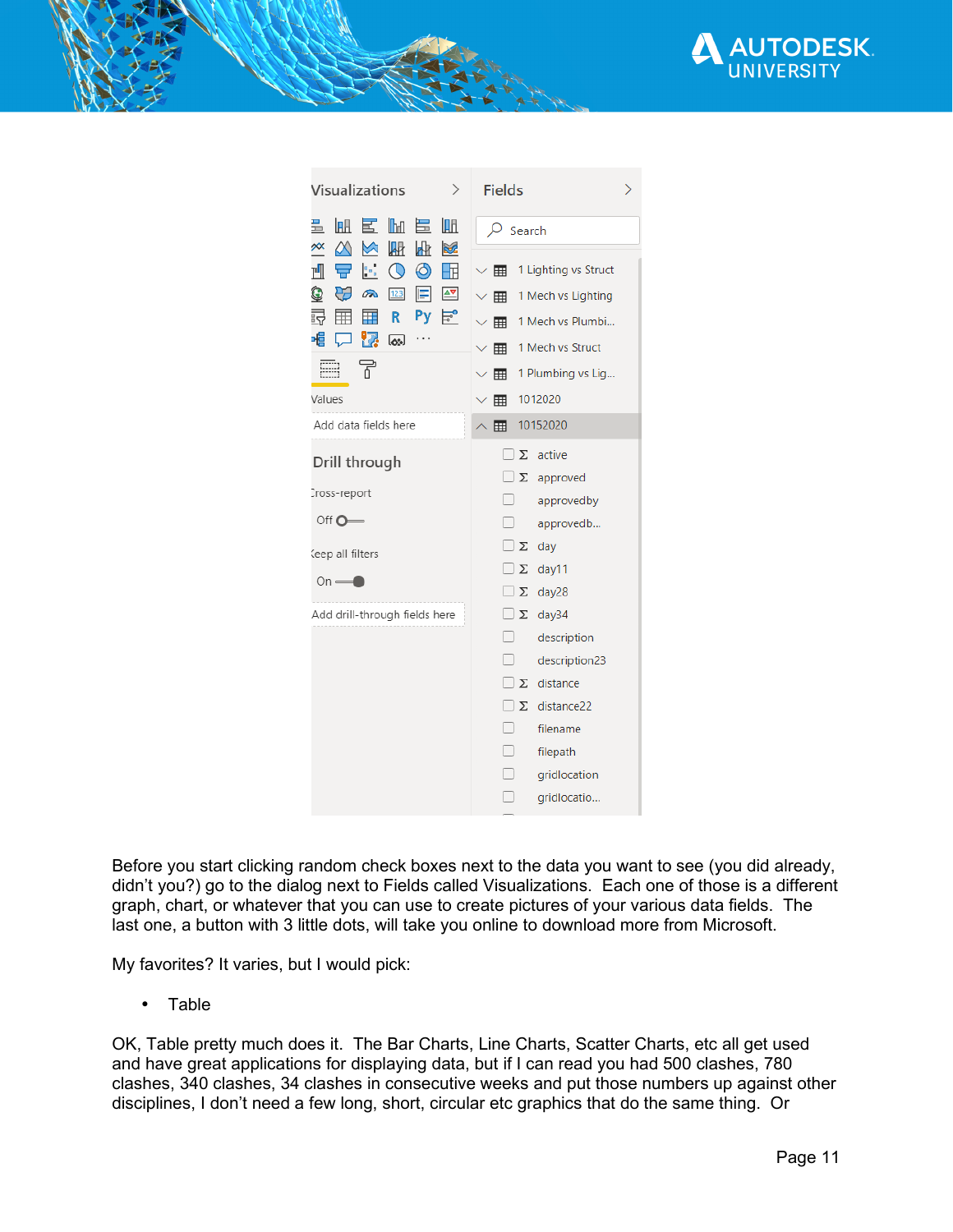Before you start clicking random check boxes next to the data you want to see (you did already, didn't you?) go to the dialog next to Fields called Visualizations. Each one of those is a different graph, chart, or whatever that you can use to create pictures of your various data fields. The last one, a button with 3 little dots, will take you online to download more from Microsoft.

My favorites? It varies, but I would pick:

- Table

OK, Table pretty much does it. The Bar Charts, Line Charts, Scatter Charts, etc all get used and have great applications for displaying data, but if I can read you had 500 clashes, 780 clashes, 340 clashes, 34 clashes in consecutive weeks and put those numbers up against other disciplines, I don't need a few long, short, circular etc graphics that do the same thing. Or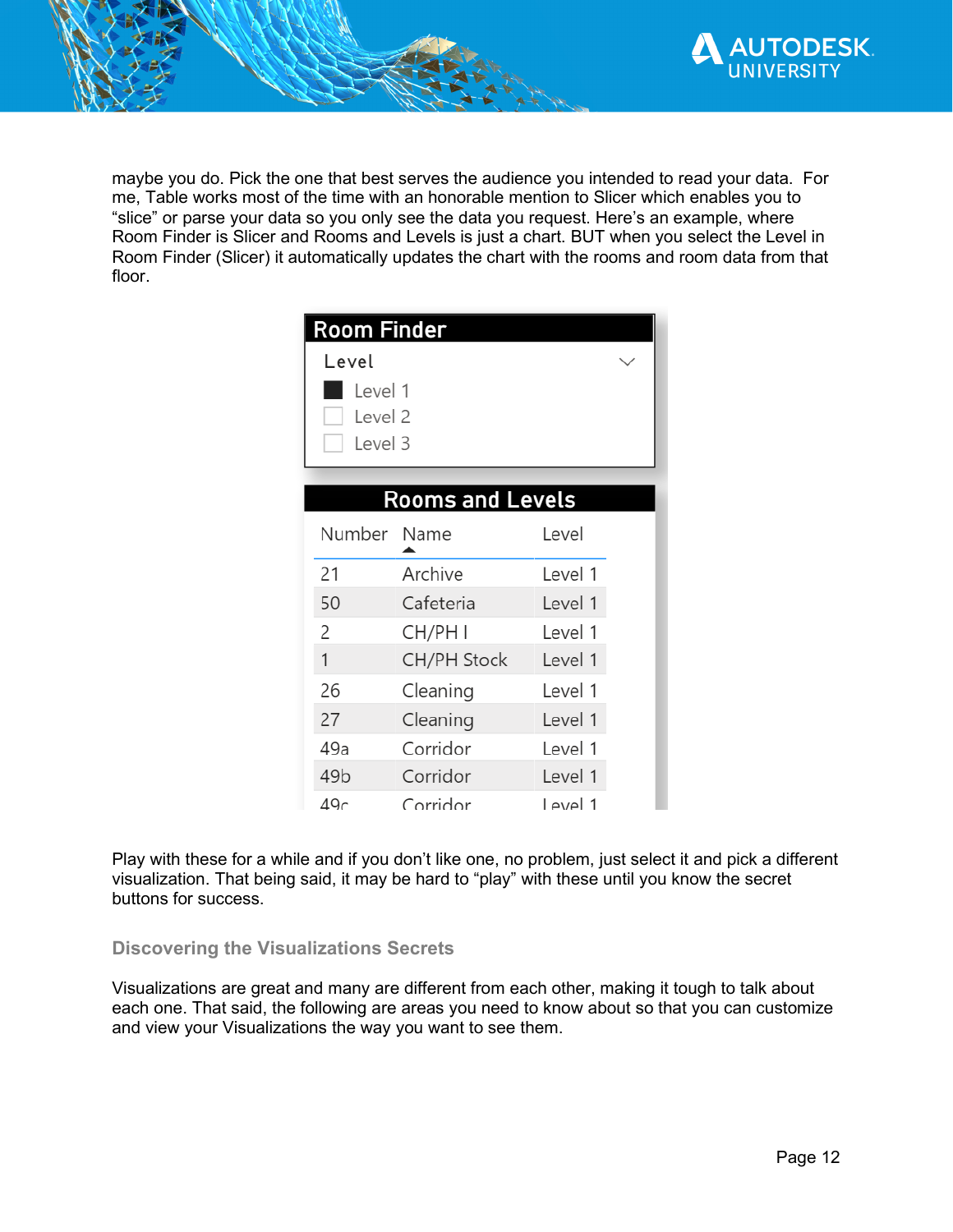maybe you do. Pick the one that best serves the audience you intended to read your data. For me, Table works most of the time with an honorable mention to Slicer which enables you to “slice” or parse your data so you only see the data you request. Here’s an example, where Room Finder is Slicer and Rooms and Levels is just a chart. BUT when you select the Level in Room Finder (Slicer) it automatically updates the chart with the rooms and room data from that floor.

**Room Finder**

Level

- [x] Level 1
- [ ] Level 2
- [ ] Level 3

**Rooms and Levels**

| Number | Name | Level |
|---|---|---|
| 21 | Archive | Level 1 |
| 50 | Cafeteria | Level 1 |
| 2 | CH/PH I | Level 1 |
| 1 | CH/PH Stock | Level 1 |
| 26 | Cleaning | Level 1 |
| 27 | Cleaning | Level 1 |
| 49a | Corridor | Level 1 |
| 49b | Corridor | Level 1 |
| 49c | Corridor | Level 1 |

Play with these for a while and if you don’t like one, no problem, just select it and pick a different visualization. That being said, it may be hard to “play” with these until you know the secret buttons for success.

### Discovering the Visualizations Secrets

Visualizations are great and many are different from each other, making it tough to talk about each one. That said, the following are areas you need to know about so that you can customize and view your Visualizations the way you want to see them.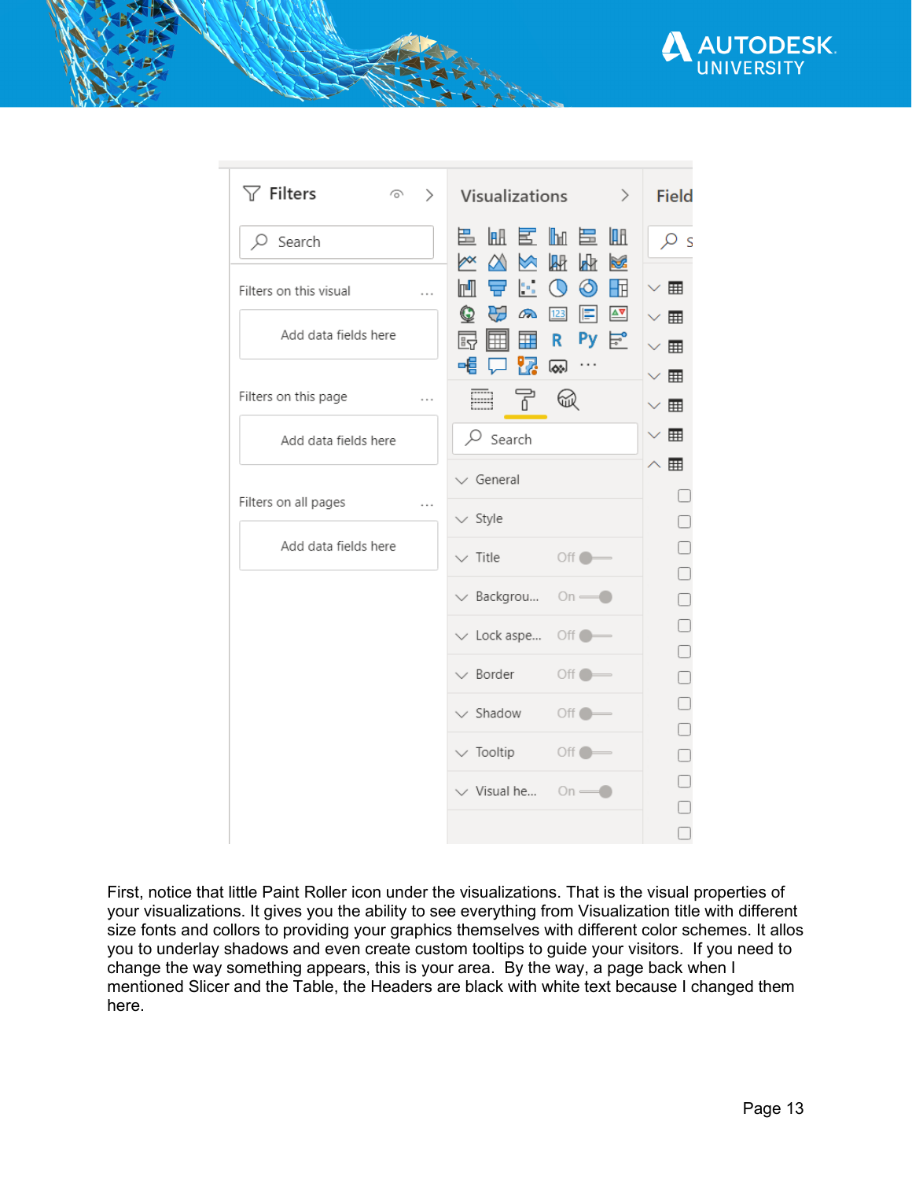First, notice that little Paint Roller icon under the visualizations. That is the visual properties of your visualizations. It gives you the ability to see everything from Visualization title with different size fonts and collors to providing your graphics themselves with different color schemes. It allos you to underlay shadows and even create custom tooltips to guide your visitors. If you need to change the way something appears, this is your area. By the way, a page back when I mentioned Slicer and the Table, the Headers are black with white text because I changed them here.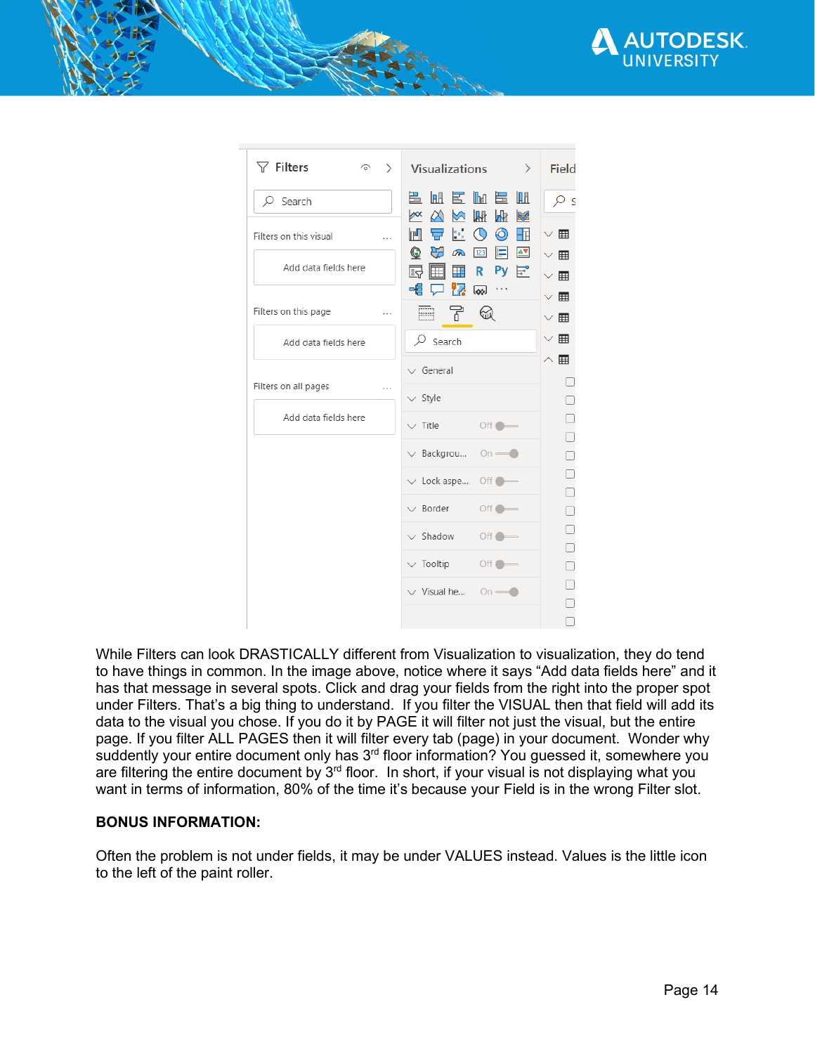While Filters can look DRASTICALLY different from Visualization to visualization, they do tend to have things in common. In the image above, notice where it says "Add data fields here" and it has that message in several spots. Click and drag your fields from the right into the proper spot under Filters. That's a big thing to understand.  If you filter the VISUAL then that field will add its data to the visual you chose. If you do it by PAGE it will filter not just the visual, but the entire page. If you filter ALL PAGES then it will filter every tab (page) in your document.  Wonder why suddenly your entire document only has 3rd floor information? You guessed it, somewhere you are filtering the entire document by 3rd floor.  In short, if your visual is not displaying what you want in terms of information, 80% of the time it's because your Field is in the wrong Filter slot.

**BONUS INFORMATION:**

Often the problem is not under fields, it may be under VALUES instead. Values is the little icon to the left of the paint roller.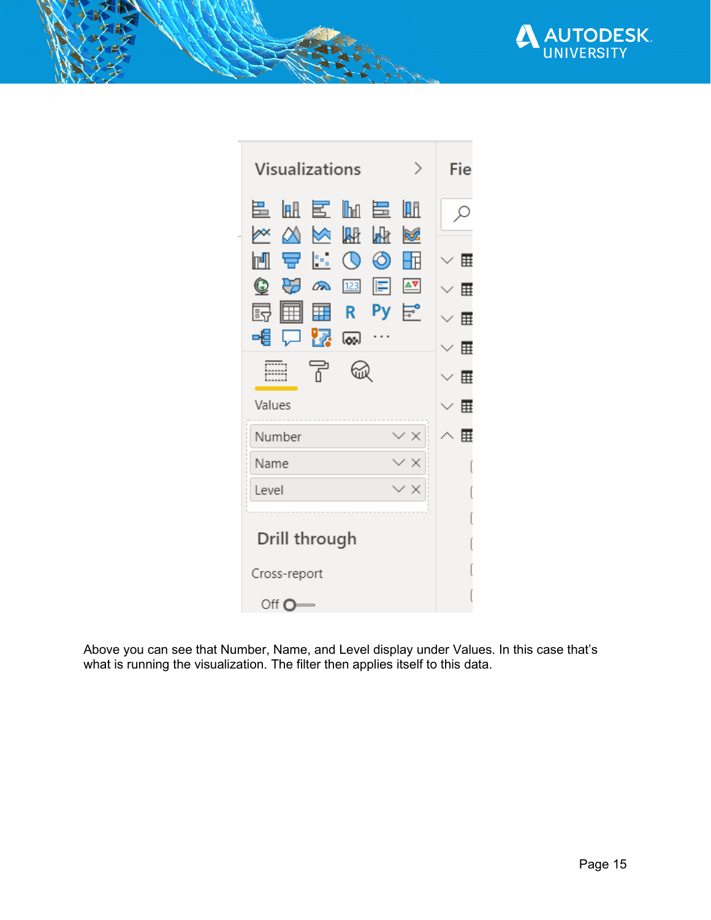Above you can see that Number, Name, and Level display under Values. In this case that's what is running the visualization. The filter then applies itself to this data.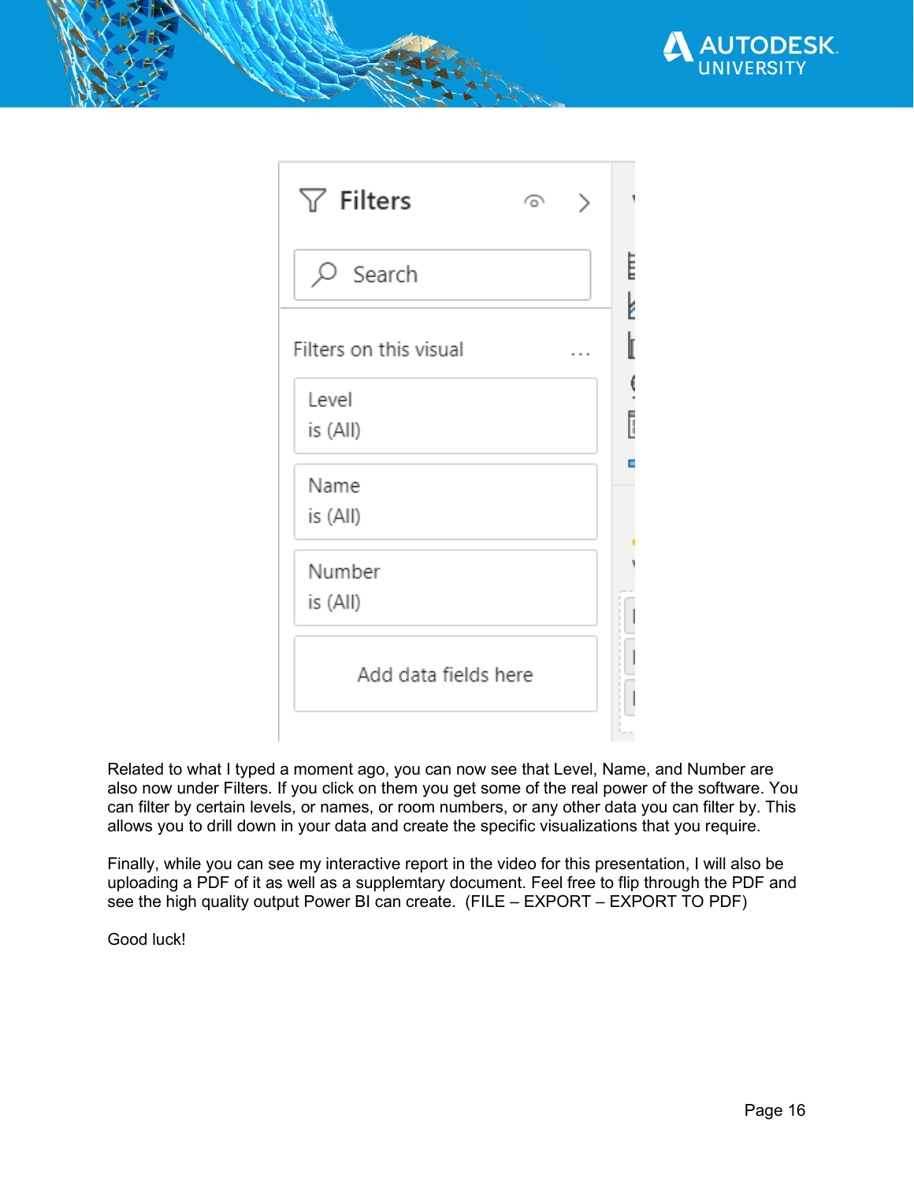Filters

Search

Filters on this visual

Level
is (All)

Name
is (All)

Number
is (All)

Add data fields here

Related to what I typed a moment ago, you can now see that Level, Name, and Number are also now under Filters. If you click on them you get some of the real power of the software. You can filter by certain levels, or names, or room numbers, or any other data you can filter by. This allows you to drill down in your data and create the specific visualizations that you require.

Finally, while you can see my interactive report in the video for this presentation, I will also be uploading a PDF of it as well as a supplemtary document. Feel free to flip through the PDF and see the high quality output Power BI can create. (FILE – EXPORT – EXPORT TO PDF)

Good luck!